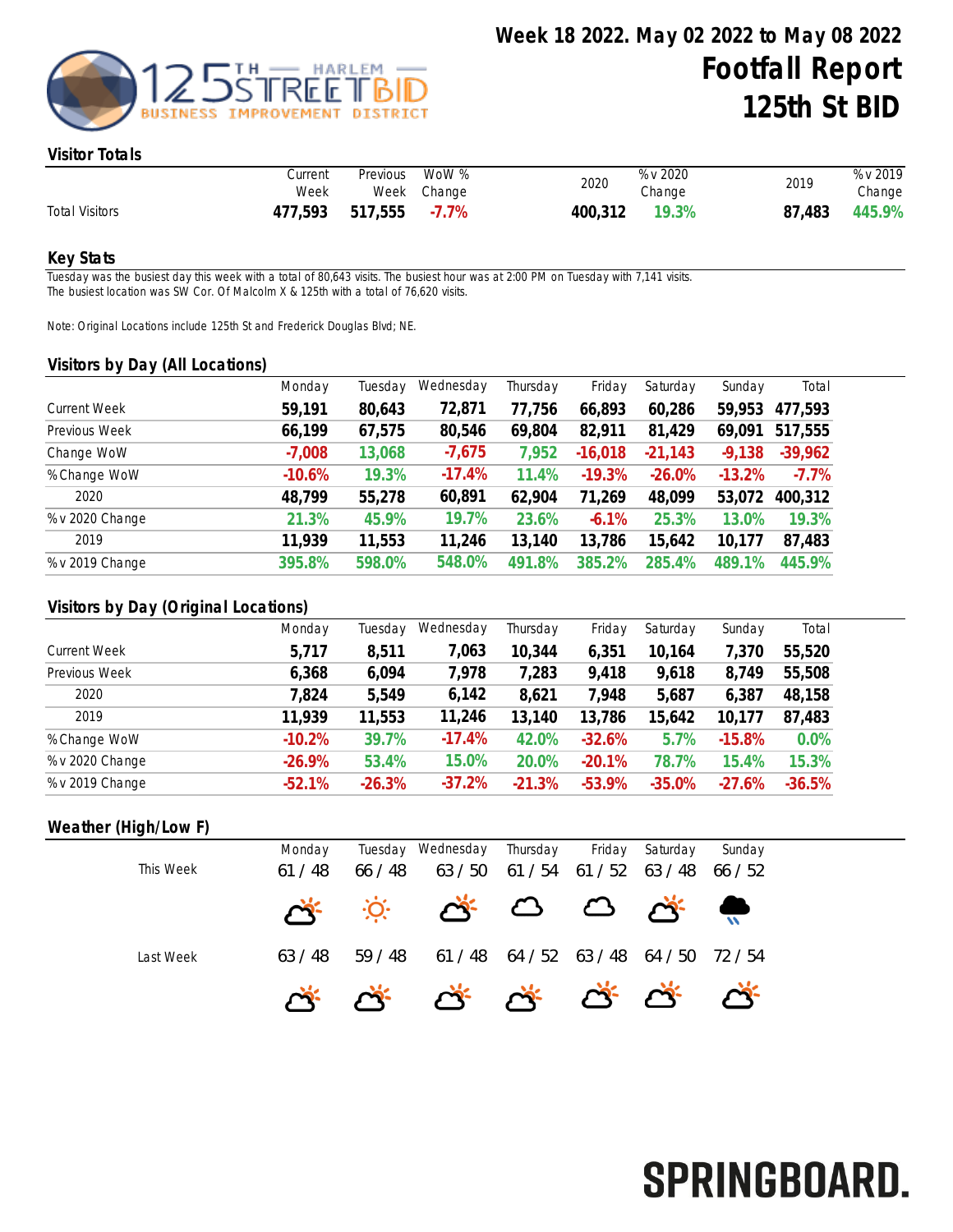# Week 18 2022. May 02 2022 to May 08 2022
# Footfall Report
# 125th St BID

## Visitor Totals

| | Current Week | Previous Week | WoW % Change | 2020 | % v 2020 Change | 2019 | % v 2019 Change |
|---|---|---|---|---|---|---|---|
| Total Visitors | **477,593** | **517,555** | **-7.7%** | **400,312** | **19.3%** | **87,483** | **445.9%** |

## Key Stats

Tuesday was the busiest day this week with a total of 80,643 visits. The busiest hour was at 2:00 PM on Tuesday with 7,141 visits.
The busiest location was SW Cor. Of Malcolm X & 125th with a total of 76,620 visits.

Note: Original Locations include 125th St and Frederick Douglas Blvd; NE.

## Visitors by Day (All Locations)

| | Monday | Tuesday | Wednesday | Thursday | Friday | Saturday | Sunday | Total |
|---|---|---|---|---|---|---|---|---|
| Current Week | **59,191** | **80,643** | **72,871** | **77,756** | **66,893** | **60,286** | **59,953** | **477,593** |
| Previous Week | **66,199** | **67,575** | **80,546** | **69,804** | **82,911** | **81,429** | **69,091** | **517,555** |
| Change WoW | **-7,008** | **13,068** | **-7,675** | **7,952** | **-16,018** | **-21,143** | **-9,138** | **-39,962** |
| % Change WoW | **-10.6%** | **19.3%** | **-17.4%** | **11.4%** | **-19.3%** | **-26.0%** | **-13.2%** | **-7.7%** |
| 2020 | **48,799** | **55,278** | **60,891** | **62,904** | **71,269** | **48,099** | **53,072** | **400,312** |
| % v 2020 Change | **21.3%** | **45.9%** | **19.7%** | **23.6%** | **-6.1%** | **25.3%** | **13.0%** | **19.3%** |
| 2019 | **11,939** | **11,553** | **11,246** | **13,140** | **13,786** | **15,642** | **10,177** | **87,483** |
| % v 2019 Change | **395.8%** | **598.0%** | **548.0%** | **491.8%** | **385.2%** | **285.4%** | **489.1%** | **445.9%** |

## Visitors by Day (Original Locations)

| | Monday | Tuesday | Wednesday | Thursday | Friday | Saturday | Sunday | Total |
|---|---|---|---|---|---|---|---|---|
| Current Week | **5,717** | **8,511** | **7,063** | **10,344** | **6,351** | **10,164** | **7,370** | **55,520** |
| Previous Week | **6,368** | **6,094** | **7,978** | **7,283** | **9,418** | **9,618** | **8,749** | **55,508** |
| 2020 | **7,824** | **5,549** | **6,142** | **8,621** | **7,948** | **5,687** | **6,387** | **48,158** |
| 2019 | **11,939** | **11,553** | **11,246** | **13,140** | **13,786** | **15,642** | **10,177** | **87,483** |
| % Change WoW | **-10.2%** | **39.7%** | **-17.4%** | **42.0%** | **-32.6%** | **5.7%** | **-15.8%** | **0.0%** |
| % v 2020 Change | **-26.9%** | **53.4%** | **15.0%** | **20.0%** | **-20.1%** | **78.7%** | **15.4%** | **15.3%** |
| % v 2019 Change | **-52.1%** | **-26.3%** | **-37.2%** | **-21.3%** | **-53.9%** | **-35.0%** | **-27.6%** | **-36.5%** |

## Weather (High/Low F)

| | Monday | Tuesday | Wednesday | Thursday | Friday | Saturday | Sunday |
|---|---|---|---|---|---|---|---|
| This Week | 61 / 48 | 66 / 48 | 63 / 50 | 61 / 54 | 61 / 52 | 63 / 48 | 66 / 52 |
| Last Week | 63 / 48 | 59 / 48 | 61 / 48 | 64 / 52 | 63 / 48 | 64 / 50 | 72 / 54 |

SPRINGBOARD.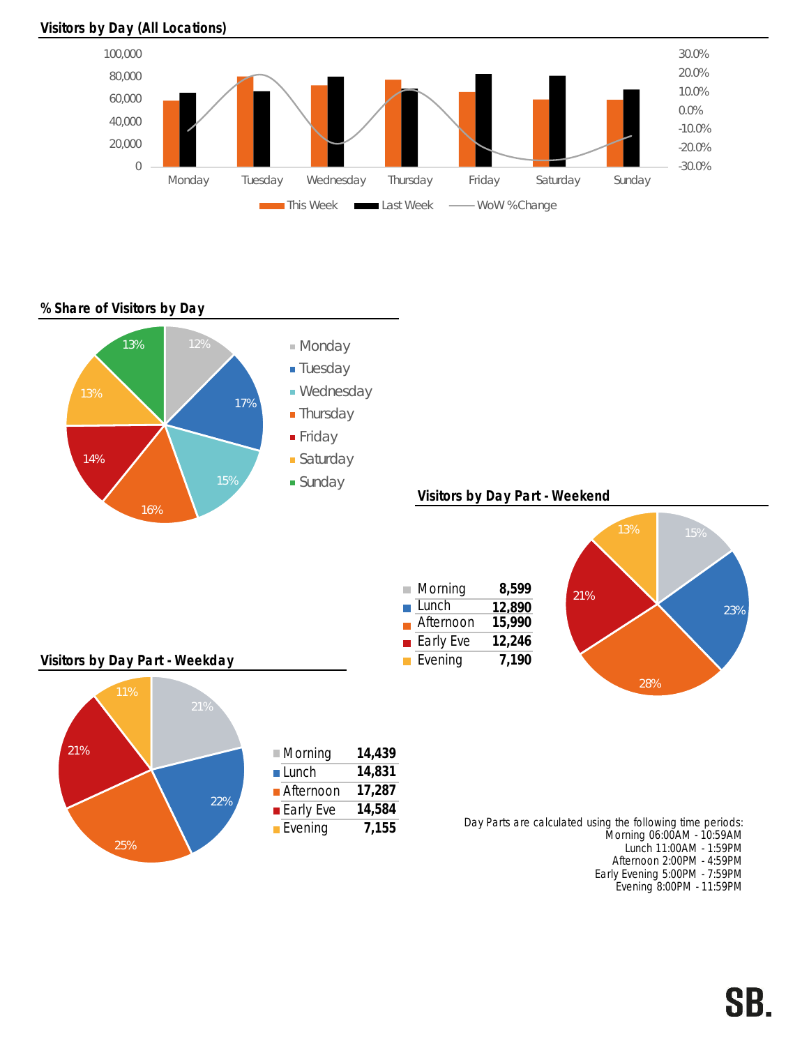## Visitors by Day (All Locations)

This Week | Last Week | WoW %Change

Monday, Tuesday, Wednesday, Thursday, Friday, Saturday, Sunday

## % Share of Visitors by Day

| Day | Share |
|---|---|
| Monday | 12% |
| Tuesday | 17% |
| Wednesday | 15% |
| Thursday | 16% |
| Friday | 14% |
| Saturday | 13% |
| Sunday | 13% |

## Visitors by Day Part - Weekend

| Day Part | Visitors | Share |
|---|---|---|
| Morning | 8,599 | 15% |
| Lunch | 12,890 | 23% |
| Afternoon | 15,990 | 28% |
| Early Eve | 12,246 | 21% |
| Evening | 7,190 | 13% |

## Visitors by Day Part - Weekday

| Day Part | Visitors | Share |
|---|---|---|
| Morning | 14,439 | 21% |
| Lunch | 14,831 | 22% |
| Afternoon | 17,287 | 25% |
| Early Eve | 14,584 | 21% |
| Evening | 7,155 | 11% |

Day Parts are calculated using the following time periods:
Morning 06:00AM - 10:59AM
Lunch 11:00AM - 1:59PM
Afternoon 2:00PM - 4:59PM
Early Evening 5:00PM - 7:59PM
Evening 8:00PM - 11:59PM

SB.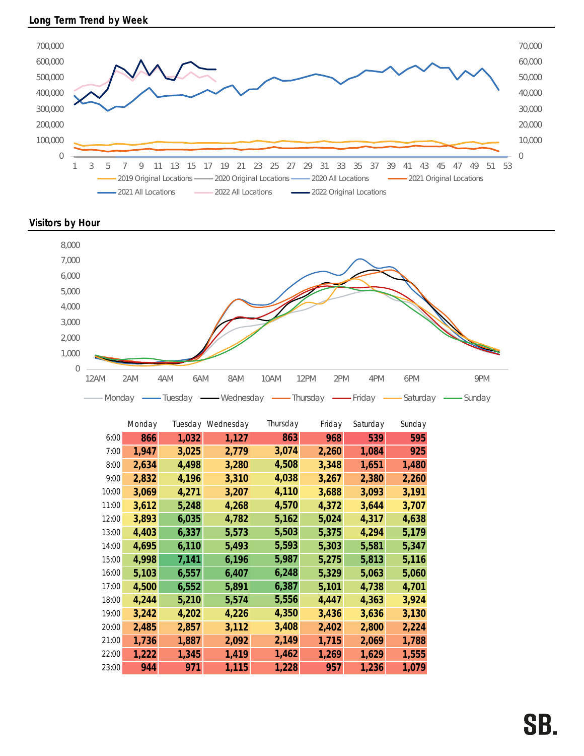## Long Term Trend by Week

## Visitors by Hour

| | Monday | Tuesday | Wednesday | Thursday | Friday | Saturday | Sunday |
|---|---|---|---|---|---|---|---|
| 6:00 | 866 | 1,032 | 1,127 | 863 | 968 | 539 | 595 |
| 7:00 | 1,947 | 3,025 | 2,779 | 3,074 | 2,260 | 1,084 | 925 |
| 8:00 | 2,634 | 4,498 | 3,280 | 4,508 | 3,348 | 1,651 | 1,480 |
| 9:00 | 2,832 | 4,196 | 3,310 | 4,038 | 3,267 | 2,380 | 2,260 |
| 10:00 | 3,069 | 4,271 | 3,207 | 4,110 | 3,688 | 3,093 | 3,191 |
| 11:00 | 3,612 | 5,248 | 4,268 | 4,570 | 4,372 | 3,644 | 3,707 |
| 12:00 | 3,893 | 6,035 | 4,782 | 5,162 | 5,024 | 4,317 | 4,638 |
| 13:00 | 4,403 | 6,337 | 5,573 | 5,503 | 5,375 | 4,294 | 5,179 |
| 14:00 | 4,695 | 6,110 | 5,493 | 5,593 | 5,303 | 5,581 | 5,347 |
| 15:00 | 4,998 | 7,141 | 6,196 | 5,987 | 5,275 | 5,813 | 5,116 |
| 16:00 | 5,103 | 6,557 | 6,407 | 6,248 | 5,329 | 5,063 | 5,060 |
| 17:00 | 4,500 | 6,552 | 5,891 | 6,387 | 5,101 | 4,738 | 4,701 |
| 18:00 | 4,244 | 5,210 | 5,574 | 5,556 | 4,447 | 4,363 | 3,924 |
| 19:00 | 3,242 | 4,202 | 4,226 | 4,350 | 3,436 | 3,636 | 3,130 |
| 20:00 | 2,485 | 2,857 | 3,112 | 3,408 | 2,402 | 2,800 | 2,224 |
| 21:00 | 1,736 | 1,887 | 2,092 | 2,149 | 1,715 | 2,069 | 1,788 |
| 22:00 | 1,222 | 1,345 | 1,419 | 1,462 | 1,269 | 1,629 | 1,555 |
| 23:00 | 944 | 971 | 1,115 | 1,228 | 957 | 1,236 | 1,079 |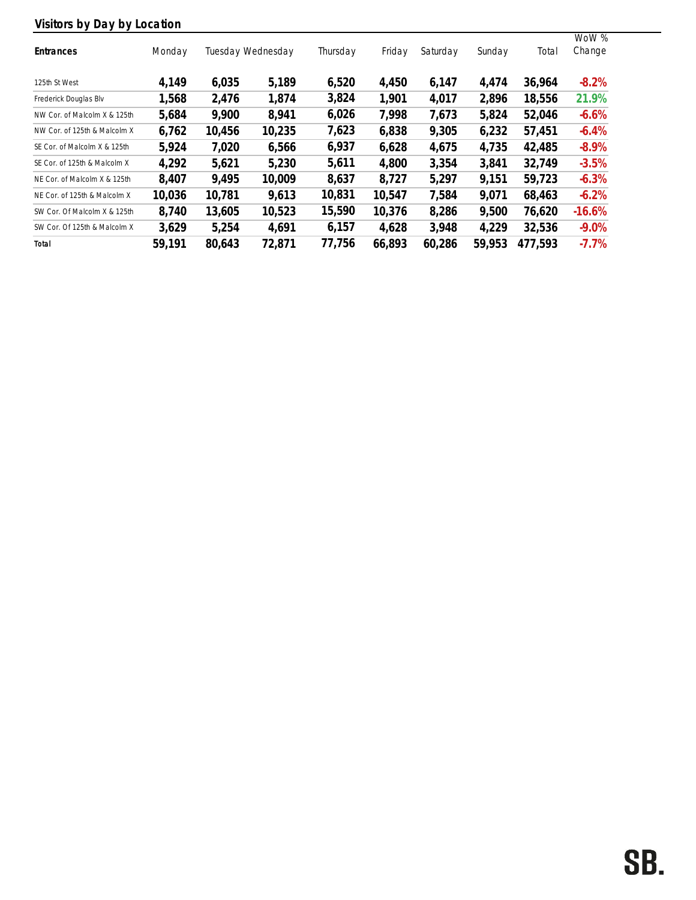## Visitors by Day by Location

| Entrances | Monday | Tuesday | Wednesday | Thursday | Friday | Saturday | Sunday | Total | WoW % Change |
|---|---|---|---|---|---|---|---|---|---|
| 125th St West | 4,149 | 6,035 | 5,189 | 6,520 | 4,450 | 6,147 | 4,474 | 36,964 | -8.2% |
| Frederick Douglas Blv | 1,568 | 2,476 | 1,874 | 3,824 | 1,901 | 4,017 | 2,896 | 18,556 | 21.9% |
| NW Cor. of Malcolm X & 125th | 5,684 | 9,900 | 8,941 | 6,026 | 7,998 | 7,673 | 5,824 | 52,046 | -6.6% |
| NW Cor. of 125th & Malcolm X | 6,762 | 10,456 | 10,235 | 7,623 | 6,838 | 9,305 | 6,232 | 57,451 | -6.4% |
| SE Cor. of Malcolm X & 125th | 5,924 | 7,020 | 6,566 | 6,937 | 6,628 | 4,675 | 4,735 | 42,485 | -8.9% |
| SE Cor. of 125th & Malcolm X | 4,292 | 5,621 | 5,230 | 5,611 | 4,800 | 3,354 | 3,841 | 32,749 | -3.5% |
| NE Cor. of Malcolm X & 125th | 8,407 | 9,495 | 10,009 | 8,637 | 8,727 | 5,297 | 9,151 | 59,723 | -6.3% |
| NE Cor. of 125th & Malcolm X | 10,036 | 10,781 | 9,613 | 10,831 | 10,547 | 7,584 | 9,071 | 68,463 | -6.2% |
| SW Cor. Of Malcolm X & 125th | 8,740 | 13,605 | 10,523 | 15,590 | 10,376 | 8,286 | 9,500 | 76,620 | -16.6% |
| SW Cor. Of 125th & Malcolm X | 3,629 | 5,254 | 4,691 | 6,157 | 4,628 | 3,948 | 4,229 | 32,536 | -9.0% |
| Total | 59,191 | 80,643 | 72,871 | 77,756 | 66,893 | 60,286 | 59,953 | 477,593 | -7.7% |

SB.